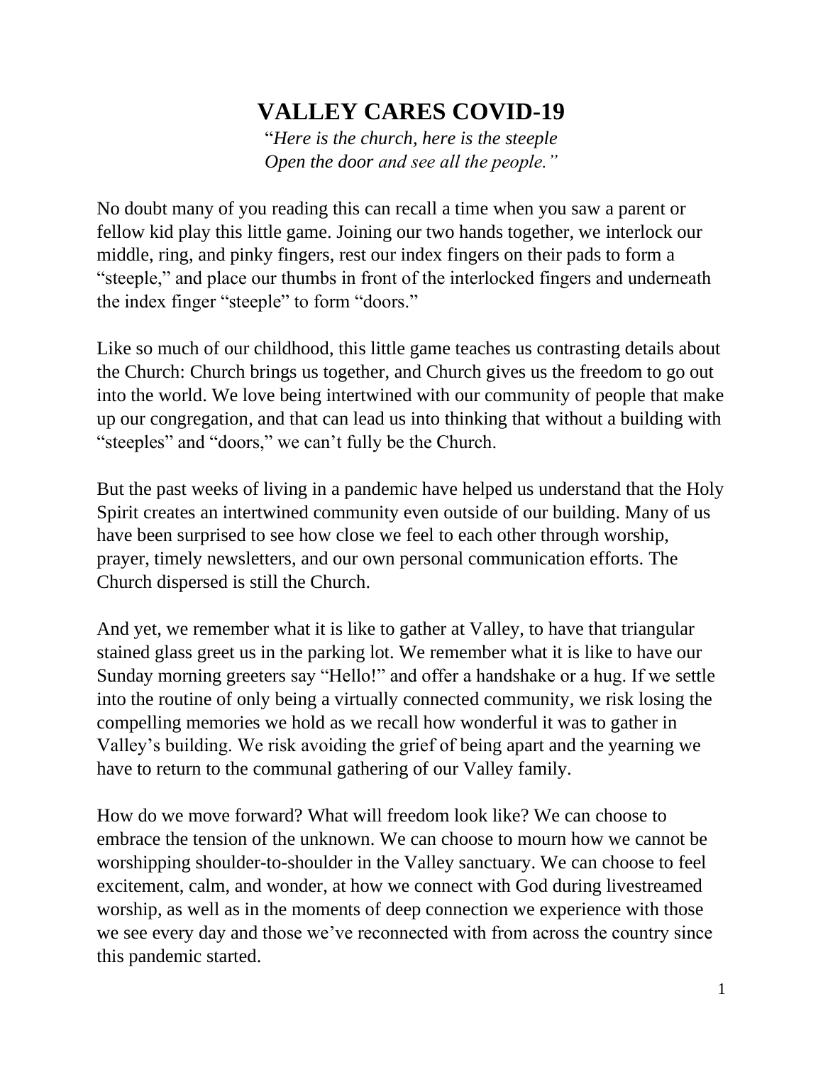# VALLEY CARES COVID-19

*"Here is the church, here is the steeple*
*Open the door and see all the people."*

No doubt many of you reading this can recall a time when you saw a parent or fellow kid play this little game. Joining our two hands together, we interlock our middle, ring, and pinky fingers, rest our index fingers on their pads to form a "steeple," and place our thumbs in front of the interlocked fingers and underneath the index finger "steeple" to form "doors."

Like so much of our childhood, this little game teaches us contrasting details about the Church: Church brings us together, and Church gives us the freedom to go out into the world. We love being intertwined with our community of people that make up our congregation, and that can lead us into thinking that without a building with "steeples" and "doors," we can't fully be the Church.

But the past weeks of living in a pandemic have helped us understand that the Holy Spirit creates an intertwined community even outside of our building. Many of us have been surprised to see how close we feel to each other through worship, prayer, timely newsletters, and our own personal communication efforts. The Church dispersed is still the Church.

And yet, we remember what it is like to gather at Valley, to have that triangular stained glass greet us in the parking lot. We remember what it is like to have our Sunday morning greeters say "Hello!" and offer a handshake or a hug. If we settle into the routine of only being a virtually connected community, we risk losing the compelling memories we hold as we recall how wonderful it was to gather in Valley's building. We risk avoiding the grief of being apart and the yearning we have to return to the communal gathering of our Valley family.

How do we move forward? What will freedom look like? We can choose to embrace the tension of the unknown. We can choose to mourn how we cannot be worshipping shoulder-to-shoulder in the Valley sanctuary. We can choose to feel excitement, calm, and wonder, at how we connect with God during livestreamed worship, as well as in the moments of deep connection we experience with those we see every day and those we've reconnected with from across the country since this pandemic started.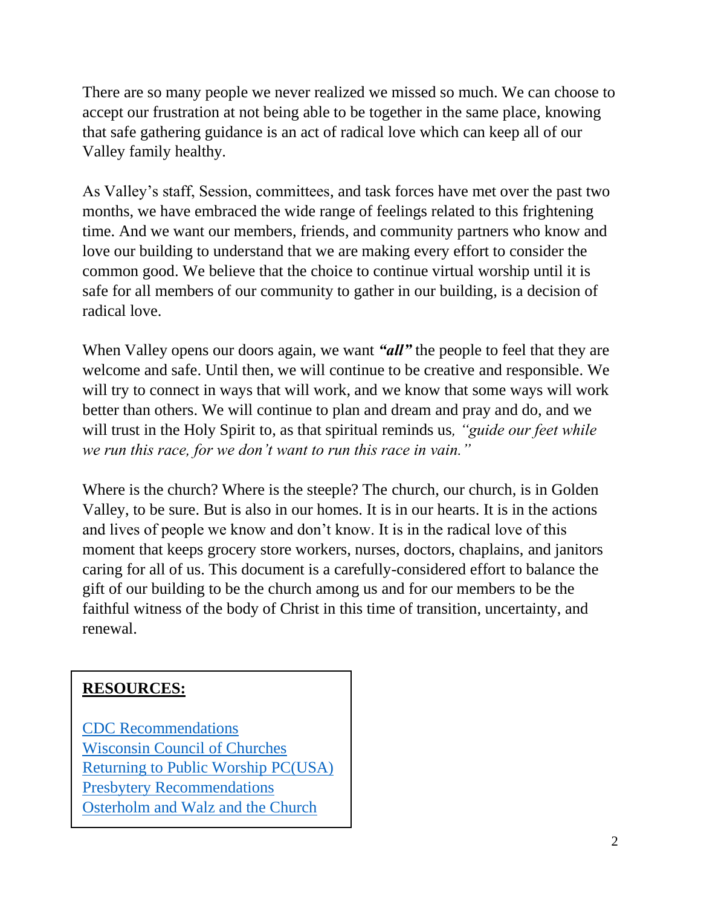There are so many people we never realized we missed so much. We can choose to accept our frustration at not being able to be together in the same place, knowing that safe gathering guidance is an act of radical love which can keep all of our Valley family healthy.

As Valley's staff, Session, committees, and task forces have met over the past two months, we have embraced the wide range of feelings related to this frightening time. And we want our members, friends, and community partners who know and love our building to understand that we are making every effort to consider the common good. We believe that the choice to continue virtual worship until it is safe for all members of our community to gather in our building, is a decision of radical love.

When Valley opens our doors again, we want ***"all"*** the people to feel that they are welcome and safe. Until then, we will continue to be creative and responsible. We will try to connect in ways that will work, and we know that some ways will work better than others. We will continue to plan and dream and pray and do, and we will trust in the Holy Spirit to, as that spiritual reminds us*, "guide our feet while we run this race, for we don't want to run this race in vain."*

Where is the church? Where is the steeple? The church, our church, is in Golden Valley, to be sure. But is also in our homes. It is in our hearts. It is in the actions and lives of people we know and don't know. It is in the radical love of this moment that keeps grocery store workers, nurses, doctors, chaplains, and janitors caring for all of us. This document is a carefully-considered effort to balance the gift of our building to be the church among us and for our members to be the faithful witness of the body of Christ in this time of transition, uncertainty, and renewal.

**RESOURCES:**

CDC Recommendations
Wisconsin Council of Churches
Returning to Public Worship PC(USA)
Presbytery Recommendations
Osterholm and Walz and the Church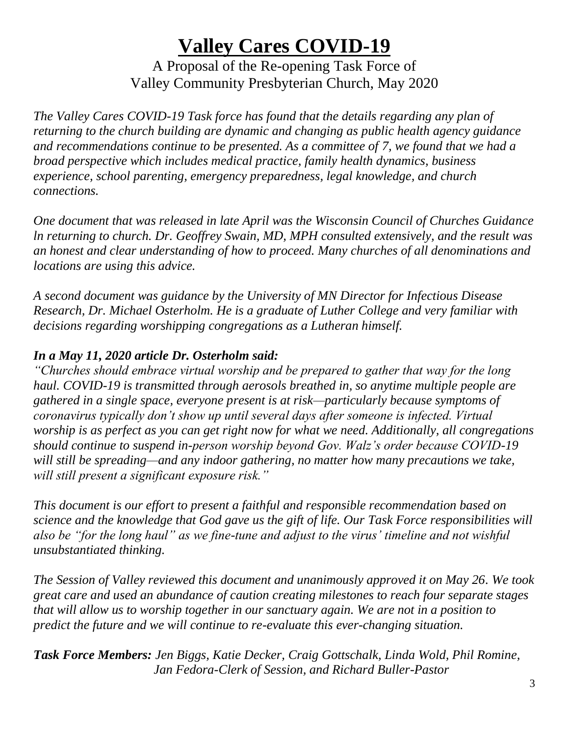# Valley Cares COVID-19

A Proposal of the Re-opening Task Force of
Valley Community Presbyterian Church, May 2020

*The Valley Cares COVID-19 Task force has found that the details regarding any plan of returning to the church building are dynamic and changing as public health agency guidance and recommendations continue to be presented. As a committee of 7, we found that we had a broad perspective which includes medical practice, family health dynamics, business experience, school parenting, emergency preparedness, legal knowledge, and church connections.*

*One document that was released in late April was the Wisconsin Council of Churches Guidance ln returning to church. Dr. Geoffrey Swain, MD, MPH consulted extensively, and the result was an honest and clear understanding of how to proceed. Many churches of all denominations and locations are using this advice.*

*A second document was guidance by the University of MN Director for Infectious Disease Research, Dr. Michael Osterholm. He is a graduate of Luther College and very familiar with decisions regarding worshipping congregations as a Lutheran himself.*

***In a May 11, 2020 article Dr. Osterholm said:***

*"Churches should embrace virtual worship and be prepared to gather that way for the long haul. COVID-19 is transmitted through aerosols breathed in, so anytime multiple people are gathered in a single space, everyone present is at risk—particularly because symptoms of coronavirus typically don't show up until several days after someone is infected. Virtual worship is as perfect as you can get right now for what we need. Additionally, all congregations should continue to suspend in-person worship beyond Gov. Walz's order because COVID-19 will still be spreading—and any indoor gathering, no matter how many precautions we take, will still present a significant exposure risk."*

*This document is our effort to present a faithful and responsible recommendation based on science and the knowledge that God gave us the gift of life. Our Task Force responsibilities will also be "for the long haul" as we fine-tune and adjust to the virus' timeline and not wishful unsubstantiated thinking.*

*The Session of Valley reviewed this document and unanimously approved it on May 26. We took great care and used an abundance of caution creating milestones to reach four separate stages that will allow us to worship together in our sanctuary again. We are not in a position to predict the future and we will continue to re-evaluate this ever-changing situation.*

***Task Force Members:*** *Jen Biggs, Katie Decker, Craig Gottschalk, Linda Wold, Phil Romine, Jan Fedora-Clerk of Session, and Richard Buller-Pastor*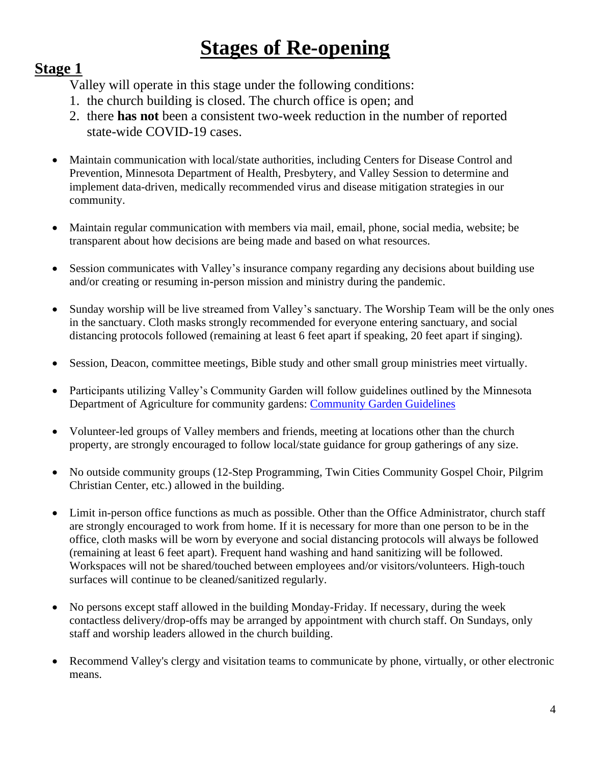# Stages of Re-opening

## Stage 1

Valley will operate in this stage under the following conditions:

1. the church building is closed. The church office is open; and
2. there **has not** been a consistent two-week reduction in the number of reported state-wide COVID-19 cases.

- Maintain communication with local/state authorities, including Centers for Disease Control and Prevention, Minnesota Department of Health, Presbytery, and Valley Session to determine and implement data-driven, medically recommended virus and disease mitigation strategies in our community.

- Maintain regular communication with members via mail, email, phone, social media, website; be transparent about how decisions are being made and based on what resources.

- Session communicates with Valley's insurance company regarding any decisions about building use and/or creating or resuming in-person mission and ministry during the pandemic.

- Sunday worship will be live streamed from Valley's sanctuary. The Worship Team will be the only ones in the sanctuary. Cloth masks strongly recommended for everyone entering sanctuary, and social distancing protocols followed (remaining at least 6 feet apart if speaking, 20 feet apart if singing).

- Session, Deacon, committee meetings, Bible study and other small group ministries meet virtually.

- Participants utilizing Valley's Community Garden will follow guidelines outlined by the Minnesota Department of Agriculture for community gardens: Community Garden Guidelines

- Volunteer-led groups of Valley members and friends, meeting at locations other than the church property, are strongly encouraged to follow local/state guidance for group gatherings of any size.

- No outside community groups (12-Step Programming, Twin Cities Community Gospel Choir, Pilgrim Christian Center, etc.) allowed in the building.

- Limit in-person office functions as much as possible. Other than the Office Administrator, church staff are strongly encouraged to work from home. If it is necessary for more than one person to be in the office, cloth masks will be worn by everyone and social distancing protocols will always be followed (remaining at least 6 feet apart). Frequent hand washing and hand sanitizing will be followed. Workspaces will not be shared/touched between employees and/or visitors/volunteers. High-touch surfaces will continue to be cleaned/sanitized regularly.

- No persons except staff allowed in the building Monday-Friday. If necessary, during the week contactless delivery/drop-offs may be arranged by appointment with church staff. On Sundays, only staff and worship leaders allowed in the church building.

- Recommend Valley's clergy and visitation teams to communicate by phone, virtually, or other electronic means.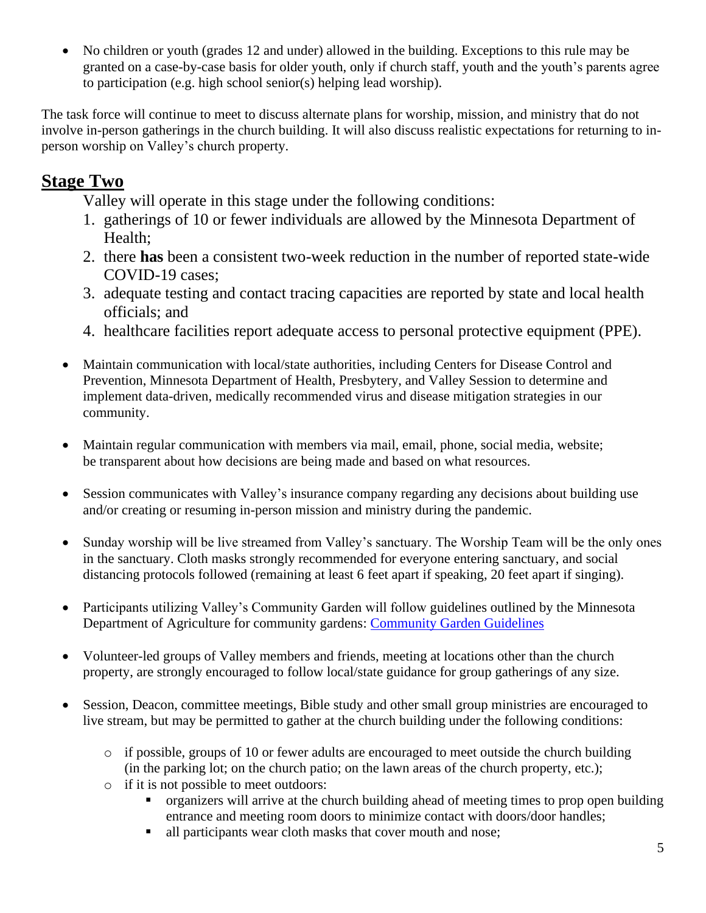- No children or youth (grades 12 and under) allowed in the building. Exceptions to this rule may be granted on a case-by-case basis for older youth, only if church staff, youth and the youth's parents agree to participation (e.g. high school senior(s) helping lead worship).

The task force will continue to meet to discuss alternate plans for worship, mission, and ministry that do not involve in-person gatherings in the church building. It will also discuss realistic expectations for returning to in-person worship on Valley's church property.

## Stage Two

Valley will operate in this stage under the following conditions:

1. gatherings of 10 or fewer individuals are allowed by the Minnesota Department of Health;
2. there **has** been a consistent two-week reduction in the number of reported state-wide COVID-19 cases;
3. adequate testing and contact tracing capacities are reported by state and local health officials; and
4. healthcare facilities report adequate access to personal protective equipment (PPE).

- Maintain communication with local/state authorities, including Centers for Disease Control and Prevention, Minnesota Department of Health, Presbytery, and Valley Session to determine and implement data-driven, medically recommended virus and disease mitigation strategies in our community.

- Maintain regular communication with members via mail, email, phone, social media, website; be transparent about how decisions are being made and based on what resources.

- Session communicates with Valley's insurance company regarding any decisions about building use and/or creating or resuming in-person mission and ministry during the pandemic.

- Sunday worship will be live streamed from Valley's sanctuary. The Worship Team will be the only ones in the sanctuary. Cloth masks strongly recommended for everyone entering sanctuary, and social distancing protocols followed (remaining at least 6 feet apart if speaking, 20 feet apart if singing).

- Participants utilizing Valley's Community Garden will follow guidelines outlined by the Minnesota Department of Agriculture for community gardens: Community Garden Guidelines

- Volunteer-led groups of Valley members and friends, meeting at locations other than the church property, are strongly encouraged to follow local/state guidance for group gatherings of any size.

- Session, Deacon, committee meetings, Bible study and other small group ministries are encouraged to live stream, but may be permitted to gather at the church building under the following conditions:
  - if possible, groups of 10 or fewer adults are encouraged to meet outside the church building (in the parking lot; on the church patio; on the lawn areas of the church property, etc.);
  - if it is not possible to meet outdoors:
    - organizers will arrive at the church building ahead of meeting times to prop open building entrance and meeting room doors to minimize contact with doors/door handles;
    - all participants wear cloth masks that cover mouth and nose;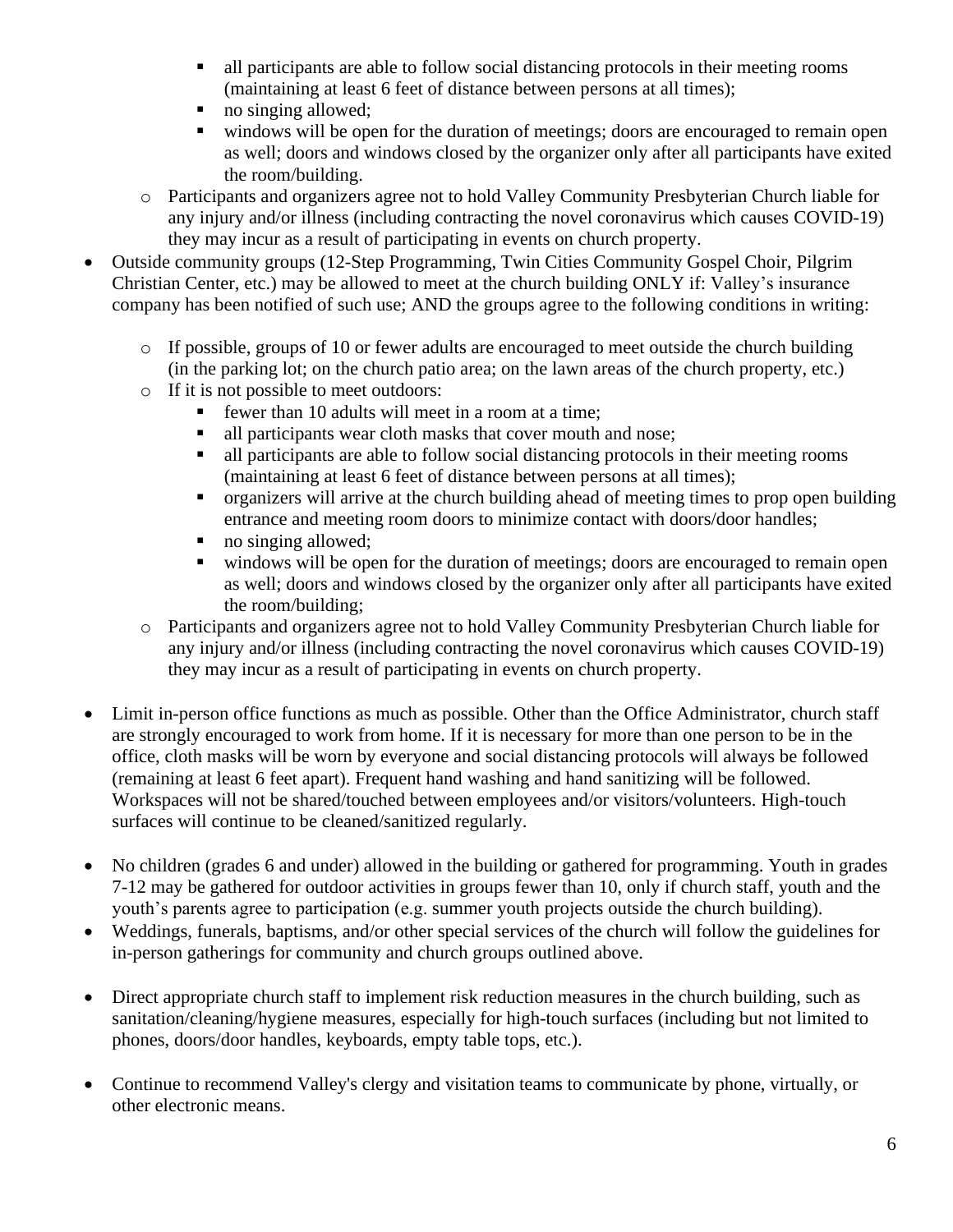- all participants are able to follow social distancing protocols in their meeting rooms (maintaining at least 6 feet of distance between persons at all times);
        - no singing allowed;
        - windows will be open for the duration of meetings; doors are encouraged to remain open as well; doors and windows closed by the organizer only after all participants have exited the room/building.
    - Participants and organizers agree not to hold Valley Community Presbyterian Church liable for any injury and/or illness (including contracting the novel coronavirus which causes COVID-19) they may incur as a result of participating in events on church property.
- Outside community groups (12-Step Programming, Twin Cities Community Gospel Choir, Pilgrim Christian Center, etc.) may be allowed to meet at the church building ONLY if: Valley's insurance company has been notified of such use; AND the groups agree to the following conditions in writing:
    - If possible, groups of 10 or fewer adults are encouraged to meet outside the church building (in the parking lot; on the church patio area; on the lawn areas of the church property, etc.)
    - If it is not possible to meet outdoors:
        - fewer than 10 adults will meet in a room at a time;
        - all participants wear cloth masks that cover mouth and nose;
        - all participants are able to follow social distancing protocols in their meeting rooms (maintaining at least 6 feet of distance between persons at all times);
        - organizers will arrive at the church building ahead of meeting times to prop open building entrance and meeting room doors to minimize contact with doors/door handles;
        - no singing allowed;
        - windows will be open for the duration of meetings; doors are encouraged to remain open as well; doors and windows closed by the organizer only after all participants have exited the room/building;
    - Participants and organizers agree not to hold Valley Community Presbyterian Church liable for any injury and/or illness (including contracting the novel coronavirus which causes COVID-19) they may incur as a result of participating in events on church property.
- Limit in-person office functions as much as possible. Other than the Office Administrator, church staff are strongly encouraged to work from home. If it is necessary for more than one person to be in the office, cloth masks will be worn by everyone and social distancing protocols will always be followed (remaining at least 6 feet apart). Frequent hand washing and hand sanitizing will be followed. Workspaces will not be shared/touched between employees and/or visitors/volunteers. High-touch surfaces will continue to be cleaned/sanitized regularly.
- No children (grades 6 and under) allowed in the building or gathered for programming. Youth in grades 7-12 may be gathered for outdoor activities in groups fewer than 10, only if church staff, youth and the youth's parents agree to participation (e.g. summer youth projects outside the church building).
- Weddings, funerals, baptisms, and/or other special services of the church will follow the guidelines for in-person gatherings for community and church groups outlined above.
- Direct appropriate church staff to implement risk reduction measures in the church building, such as sanitation/cleaning/hygiene measures, especially for high-touch surfaces (including but not limited to phones, doors/door handles, keyboards, empty table tops, etc.).
- Continue to recommend Valley's clergy and visitation teams to communicate by phone, virtually, or other electronic means.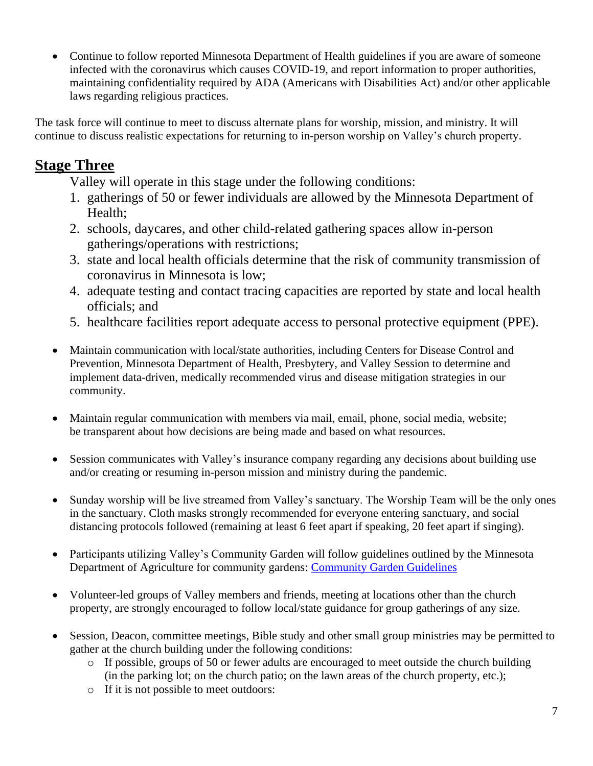- Continue to follow reported Minnesota Department of Health guidelines if you are aware of someone infected with the coronavirus which causes COVID-19, and report information to proper authorities, maintaining confidentiality required by ADA (Americans with Disabilities Act) and/or other applicable laws regarding religious practices.

The task force will continue to meet to discuss alternate plans for worship, mission, and ministry. It will continue to discuss realistic expectations for returning to in-person worship on Valley's church property.

## Stage Three

Valley will operate in this stage under the following conditions:

1. gatherings of 50 or fewer individuals are allowed by the Minnesota Department of Health;
2. schools, daycares, and other child-related gathering spaces allow in-person gatherings/operations with restrictions;
3. state and local health officials determine that the risk of community transmission of coronavirus in Minnesota is low;
4. adequate testing and contact tracing capacities are reported by state and local health officials; and
5. healthcare facilities report adequate access to personal protective equipment (PPE).

- Maintain communication with local/state authorities, including Centers for Disease Control and Prevention, Minnesota Department of Health, Presbytery, and Valley Session to determine and implement data-driven, medically recommended virus and disease mitigation strategies in our community.

- Maintain regular communication with members via mail, email, phone, social media, website; be transparent about how decisions are being made and based on what resources.

- Session communicates with Valley's insurance company regarding any decisions about building use and/or creating or resuming in-person mission and ministry during the pandemic.

- Sunday worship will be live streamed from Valley's sanctuary. The Worship Team will be the only ones in the sanctuary. Cloth masks strongly recommended for everyone entering sanctuary, and social distancing protocols followed (remaining at least 6 feet apart if speaking, 20 feet apart if singing).

- Participants utilizing Valley's Community Garden will follow guidelines outlined by the Minnesota Department of Agriculture for community gardens: [Community Garden Guidelines]

- Volunteer-led groups of Valley members and friends, meeting at locations other than the church property, are strongly encouraged to follow local/state guidance for group gatherings of any size.

- Session, Deacon, committee meetings, Bible study and other small group ministries may be permitted to gather at the church building under the following conditions:
  - If possible, groups of 50 or fewer adults are encouraged to meet outside the church building (in the parking lot; on the church patio; on the lawn areas of the church property, etc.);
  - If it is not possible to meet outdoors: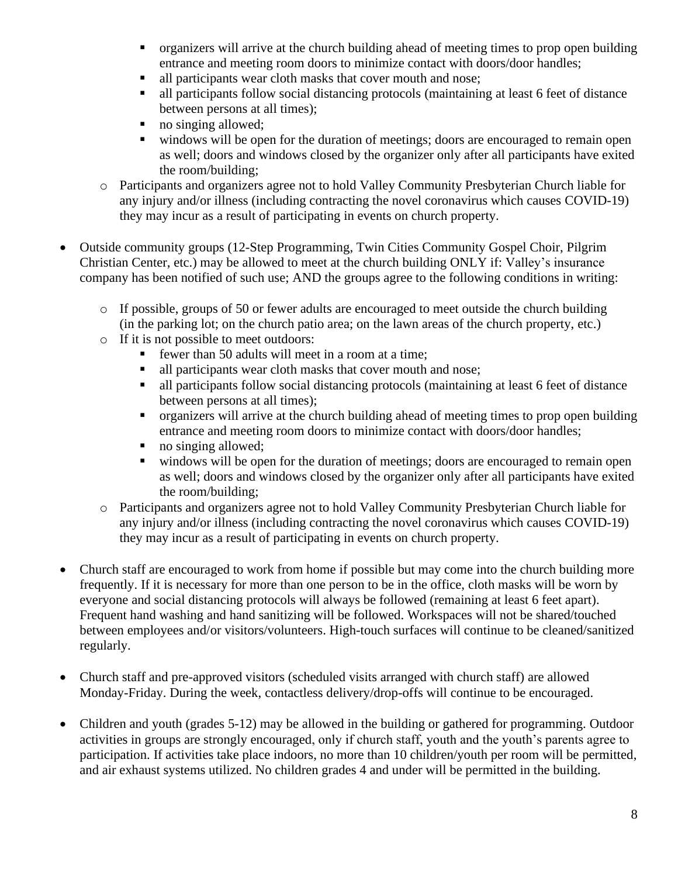- organizers will arrive at the church building ahead of meeting times to prop open building entrance and meeting room doors to minimize contact with doors/door handles;
    - all participants wear cloth masks that cover mouth and nose;
    - all participants follow social distancing protocols (maintaining at least 6 feet of distance between persons at all times);
    - no singing allowed;
    - windows will be open for the duration of meetings; doors are encouraged to remain open as well; doors and windows closed by the organizer only after all participants have exited the room/building;
  - Participants and organizers agree not to hold Valley Community Presbyterian Church liable for any injury and/or illness (including contracting the novel coronavirus which causes COVID-19) they may incur as a result of participating in events on church property.

- Outside community groups (12-Step Programming, Twin Cities Community Gospel Choir, Pilgrim Christian Center, etc.) may be allowed to meet at the church building ONLY if: Valley's insurance company has been notified of such use; AND the groups agree to the following conditions in writing:

  - If possible, groups of 50 or fewer adults are encouraged to meet outside the church building (in the parking lot; on the church patio area; on the lawn areas of the church property, etc.)
  - If it is not possible to meet outdoors:
    - fewer than 50 adults will meet in a room at a time;
    - all participants wear cloth masks that cover mouth and nose;
    - all participants follow social distancing protocols (maintaining at least 6 feet of distance between persons at all times);
    - organizers will arrive at the church building ahead of meeting times to prop open building entrance and meeting room doors to minimize contact with doors/door handles;
    - no singing allowed;
    - windows will be open for the duration of meetings; doors are encouraged to remain open as well; doors and windows closed by the organizer only after all participants have exited the room/building;
  - Participants and organizers agree not to hold Valley Community Presbyterian Church liable for any injury and/or illness (including contracting the novel coronavirus which causes COVID-19) they may incur as a result of participating in events on church property.

- Church staff are encouraged to work from home if possible but may come into the church building more frequently. If it is necessary for more than one person to be in the office, cloth masks will be worn by everyone and social distancing protocols will always be followed (remaining at least 6 feet apart). Frequent hand washing and hand sanitizing will be followed. Workspaces will not be shared/touched between employees and/or visitors/volunteers. High-touch surfaces will continue to be cleaned/sanitized regularly.

- Church staff and pre-approved visitors (scheduled visits arranged with church staff) are allowed Monday-Friday. During the week, contactless delivery/drop-offs will continue to be encouraged.

- Children and youth (grades 5-12) may be allowed in the building or gathered for programming. Outdoor activities in groups are strongly encouraged, only if church staff, youth and the youth's parents agree to participation. If activities take place indoors, no more than 10 children/youth per room will be permitted, and air exhaust systems utilized. No children grades 4 and under will be permitted in the building.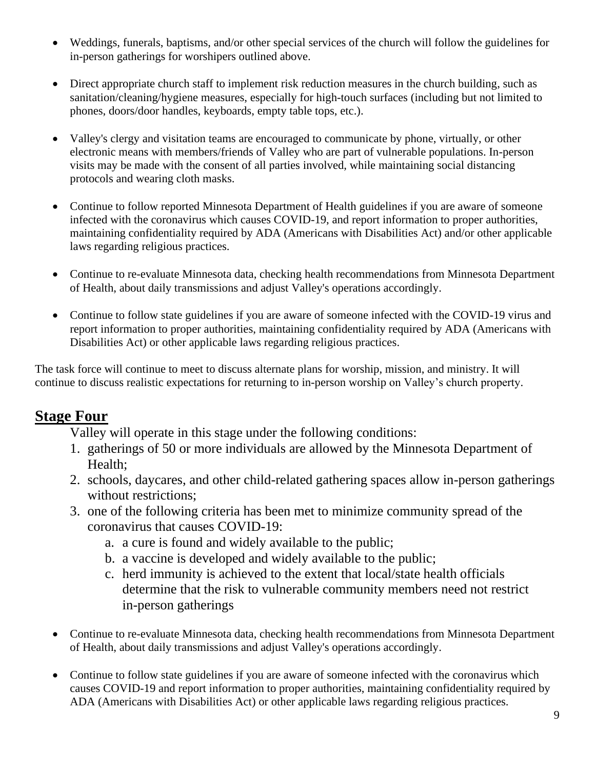- Weddings, funerals, baptisms, and/or other special services of the church will follow the guidelines for in-person gatherings for worshipers outlined above.

- Direct appropriate church staff to implement risk reduction measures in the church building, such as sanitation/cleaning/hygiene measures, especially for high-touch surfaces (including but not limited to phones, doors/door handles, keyboards, empty table tops, etc.).

- Valley's clergy and visitation teams are encouraged to communicate by phone, virtually, or other electronic means with members/friends of Valley who are part of vulnerable populations. In-person visits may be made with the consent of all parties involved, while maintaining social distancing protocols and wearing cloth masks.

- Continue to follow reported Minnesota Department of Health guidelines if you are aware of someone infected with the coronavirus which causes COVID-19, and report information to proper authorities, maintaining confidentiality required by ADA (Americans with Disabilities Act) and/or other applicable laws regarding religious practices.

- Continue to re-evaluate Minnesota data, checking health recommendations from Minnesota Department of Health, about daily transmissions and adjust Valley's operations accordingly.

- Continue to follow state guidelines if you are aware of someone infected with the COVID-19 virus and report information to proper authorities, maintaining confidentiality required by ADA (Americans with Disabilities Act) or other applicable laws regarding religious practices.

The task force will continue to meet to discuss alternate plans for worship, mission, and ministry. It will continue to discuss realistic expectations for returning to in-person worship on Valley's church property.

## Stage Four

Valley will operate in this stage under the following conditions:

1. gatherings of 50 or more individuals are allowed by the Minnesota Department of Health;
2. schools, daycares, and other child-related gathering spaces allow in-person gatherings without restrictions;
3. one of the following criteria has been met to minimize community spread of the coronavirus that causes COVID-19:
   a. a cure is found and widely available to the public;
   b. a vaccine is developed and widely available to the public;
   c. herd immunity is achieved to the extent that local/state health officials determine that the risk to vulnerable community members need not restrict in-person gatherings

- Continue to re-evaluate Minnesota data, checking health recommendations from Minnesota Department of Health, about daily transmissions and adjust Valley's operations accordingly.

- Continue to follow state guidelines if you are aware of someone infected with the coronavirus which causes COVID-19 and report information to proper authorities, maintaining confidentiality required by ADA (Americans with Disabilities Act) or other applicable laws regarding religious practices.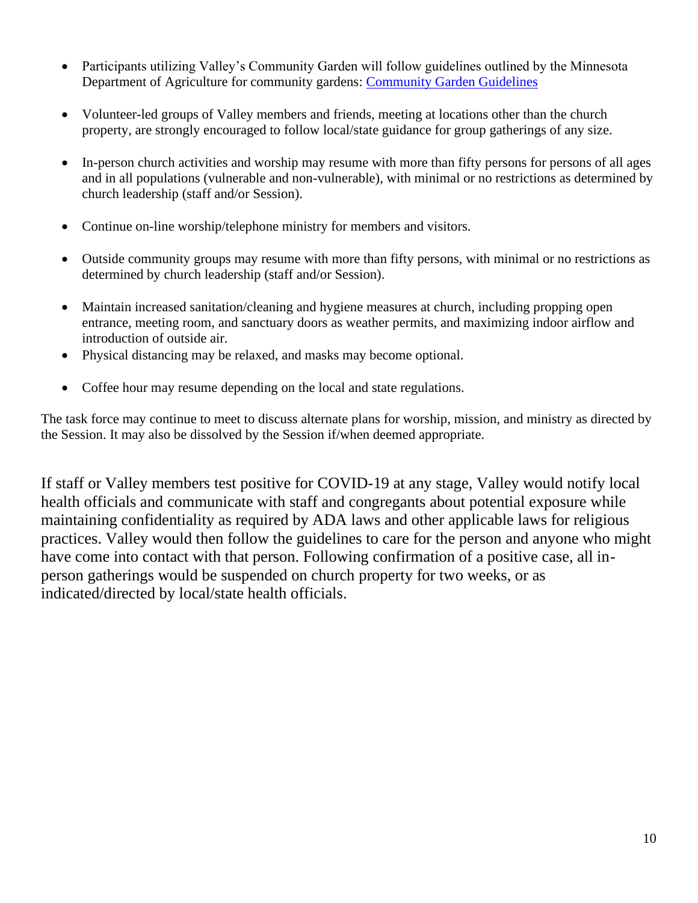- Participants utilizing Valley's Community Garden will follow guidelines outlined by the Minnesota Department of Agriculture for community gardens: [Community Garden Guidelines]

- Volunteer-led groups of Valley members and friends, meeting at locations other than the church property, are strongly encouraged to follow local/state guidance for group gatherings of any size.

- In-person church activities and worship may resume with more than fifty persons for persons of all ages and in all populations (vulnerable and non-vulnerable), with minimal or no restrictions as determined by church leadership (staff and/or Session).

- Continue on-line worship/telephone ministry for members and visitors.

- Outside community groups may resume with more than fifty persons, with minimal or no restrictions as determined by church leadership (staff and/or Session).

- Maintain increased sanitation/cleaning and hygiene measures at church, including propping open entrance, meeting room, and sanctuary doors as weather permits, and maximizing indoor airflow and introduction of outside air.
- Physical distancing may be relaxed, and masks may become optional.

- Coffee hour may resume depending on the local and state regulations.

The task force may continue to meet to discuss alternate plans for worship, mission, and ministry as directed by the Session. It may also be dissolved by the Session if/when deemed appropriate.

If staff or Valley members test positive for COVID-19 at any stage, Valley would notify local health officials and communicate with staff and congregants about potential exposure while maintaining confidentiality as required by ADA laws and other applicable laws for religious practices. Valley would then follow the guidelines to care for the person and anyone who might have come into contact with that person. Following confirmation of a positive case, all in-person gatherings would be suspended on church property for two weeks, or as indicated/directed by local/state health officials.